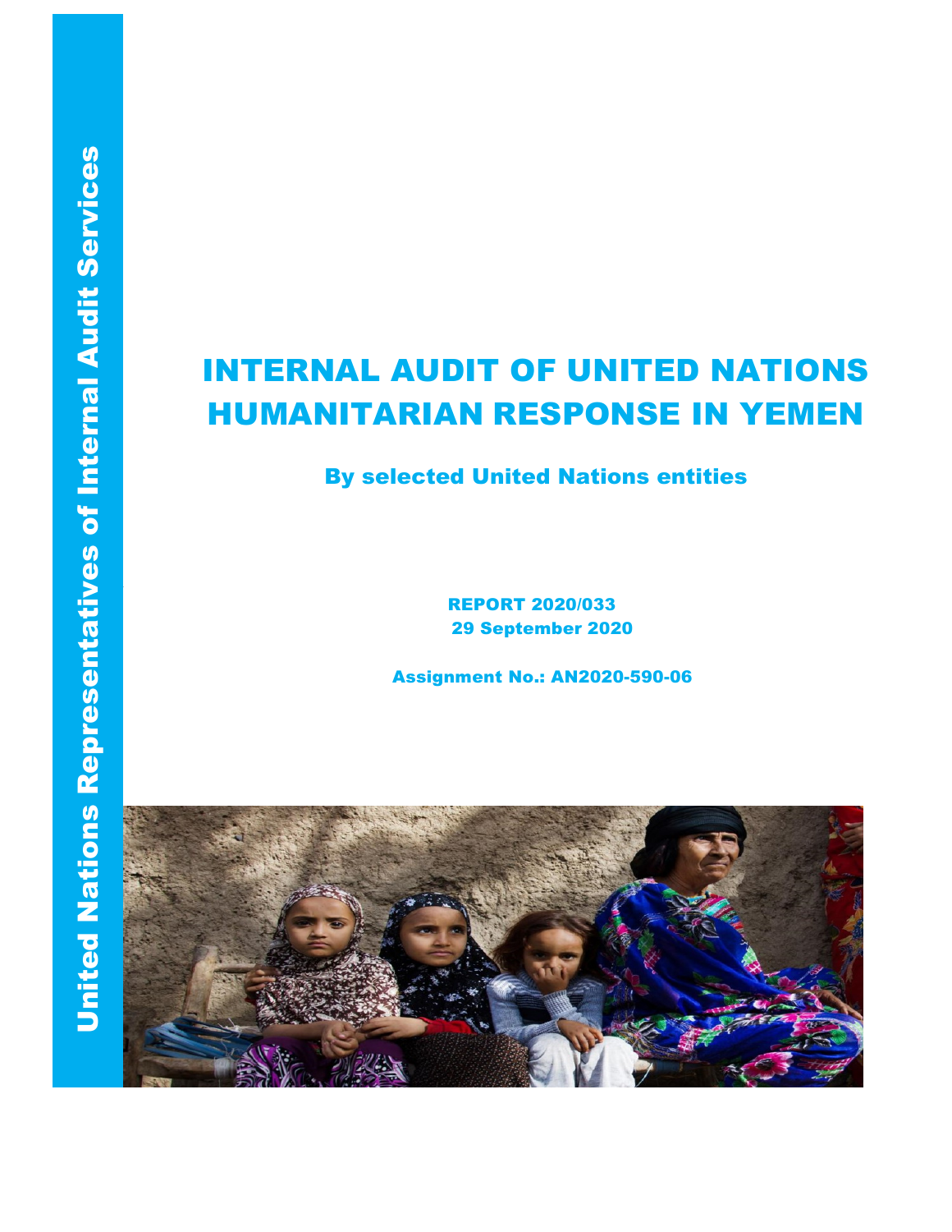United Nations Representatives of Internal Audit Services

# INTERNAL AUDIT OF UNITED NATIONS HUMANITARIAN RESPONSE IN YEMEN

## By selected United Nations entities

**REPORT 2020/033**
**29 September 2020**

**Assignment No.: AN2020-590-06**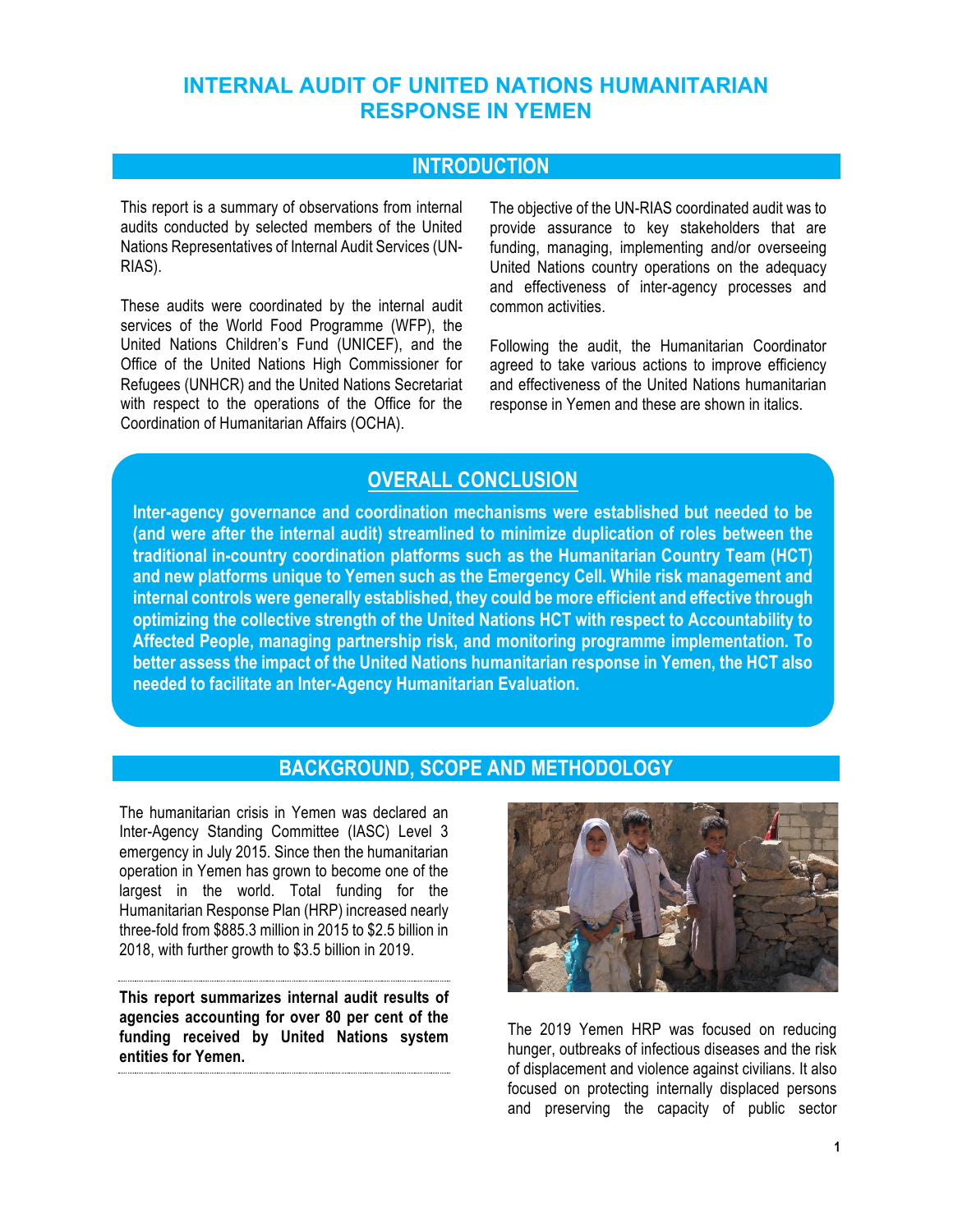# INTERNAL AUDIT OF UNITED NATIONS HUMANITARIAN RESPONSE IN YEMEN

## INTRODUCTION

This report is a summary of observations from internal audits conducted by selected members of the United Nations Representatives of Internal Audit Services (UN-RIAS).

These audits were coordinated by the internal audit services of the World Food Programme (WFP), the United Nations Children's Fund (UNICEF), and the Office of the United Nations High Commissioner for Refugees (UNHCR) and the United Nations Secretariat with respect to the operations of the Office for the Coordination of Humanitarian Affairs (OCHA).

The objective of the UN-RIAS coordinated audit was to provide assurance to key stakeholders that are funding, managing, implementing and/or overseeing United Nations country operations on the adequacy and effectiveness of inter-agency processes and common activities.

Following the audit, the Humanitarian Coordinator agreed to take various actions to improve efficiency and effectiveness of the United Nations humanitarian response in Yemen and these are shown in italics.

## OVERALL CONCLUSION

**Inter-agency governance and coordination mechanisms were established but needed to be (and were after the internal audit) streamlined to minimize duplication of roles between the traditional in-country coordination platforms such as the Humanitarian Country Team (HCT) and new platforms unique to Yemen such as the Emergency Cell. While risk management and internal controls were generally established, they could be more efficient and effective through optimizing the collective strength of the United Nations HCT with respect to Accountability to Affected People, managing partnership risk, and monitoring programme implementation. To better assess the impact of the United Nations humanitarian response in Yemen, the HCT also needed to facilitate an Inter-Agency Humanitarian Evaluation.**

## BACKGROUND, SCOPE AND METHODOLOGY

The humanitarian crisis in Yemen was declared an Inter-Agency Standing Committee (IASC) Level 3 emergency in July 2015. Since then the humanitarian operation in Yemen has grown to become one of the largest in the world. Total funding for the Humanitarian Response Plan (HRP) increased nearly three-fold from $885.3 million in 2015 to $2.5 billion in 2018, with further growth to $3.5 billion in 2019.

**This report summarizes internal audit results of agencies accounting for over 80 per cent of the funding received by United Nations system entities for Yemen.**

The 2019 Yemen HRP was focused on reducing hunger, outbreaks of infectious diseases and the risk of displacement and violence against civilians. It also focused on protecting internally displaced persons and preserving the capacity of public sector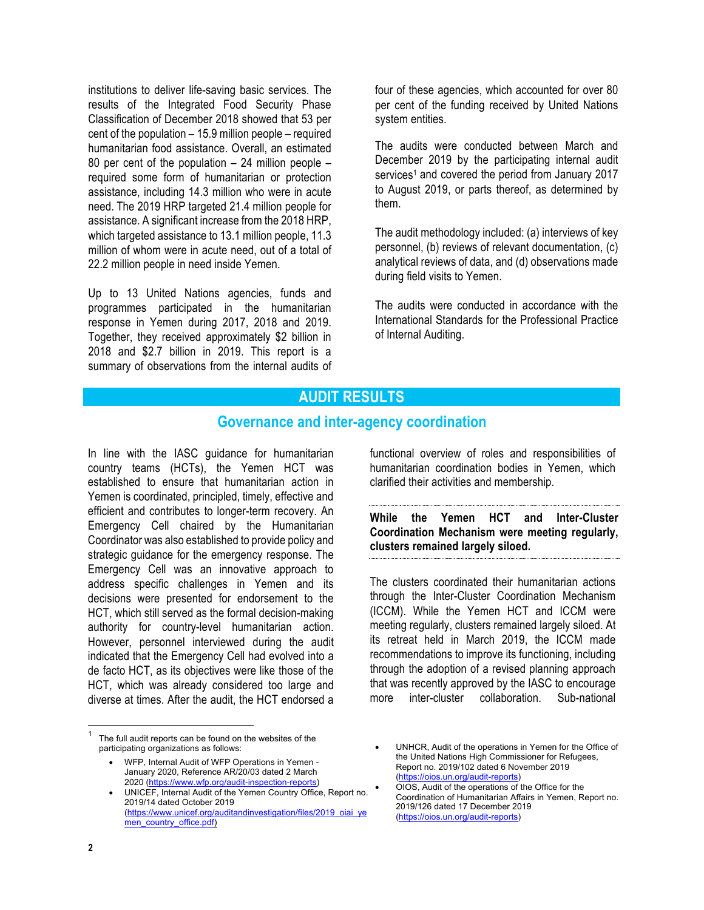institutions to deliver life-saving basic services. The results of the Integrated Food Security Phase Classification of December 2018 showed that 53 per cent of the population – 15.9 million people – required humanitarian food assistance. Overall, an estimated 80 per cent of the population – 24 million people – required some form of humanitarian or protection assistance, including 14.3 million who were in acute need. The 2019 HRP targeted 21.4 million people for assistance. A significant increase from the 2018 HRP, which targeted assistance to 13.1 million people, 11.3 million of whom were in acute need, out of a total of 22.2 million people in need inside Yemen.

Up to 13 United Nations agencies, funds and programmes participated in the humanitarian response in Yemen during 2017, 2018 and 2019. Together, they received approximately $2 billion in 2018 and $2.7 billion in 2019. This report is a summary of observations from the internal audits of four of these agencies, which accounted for over 80 per cent of the funding received by United Nations system entities.

The audits were conducted between March and December 2019 by the participating internal audit services[1] and covered the period from January 2017 to August 2019, or parts thereof, as determined by them.

The audit methodology included: (a) interviews of key personnel, (b) reviews of relevant documentation, (c) analytical reviews of data, and (d) observations made during field visits to Yemen.

The audits were conducted in accordance with the International Standards for the Professional Practice of Internal Auditing.

# AUDIT RESULTS

## Governance and inter-agency coordination

In line with the IASC guidance for humanitarian country teams (HCTs), the Yemen HCT was established to ensure that humanitarian action in Yemen is coordinated, principled, timely, effective and efficient and contributes to longer-term recovery. An Emergency Cell chaired by the Humanitarian Coordinator was also established to provide policy and strategic guidance for the emergency response. The Emergency Cell was an innovative approach to address specific challenges in Yemen and its decisions were presented for endorsement to the HCT, which still served as the formal decision-making authority for country-level humanitarian action. However, personnel interviewed during the audit indicated that the Emergency Cell had evolved into a de facto HCT, as its objectives were like those of the HCT, which was already considered too large and diverse at times. After the audit, the HCT endorsed a functional overview of roles and responsibilities of humanitarian coordination bodies in Yemen, which clarified their activities and membership.

**While the Yemen HCT and Inter-Cluster Coordination Mechanism were meeting regularly, clusters remained largely siloed.**

The clusters coordinated their humanitarian actions through the Inter-Cluster Coordination Mechanism (ICCM). While the Yemen HCT and ICCM were meeting regularly, clusters remained largely siloed. At its retreat held in March 2019, the ICCM made recommendations to improve its functioning, including through the adoption of a revised planning approach that was recently approved by the IASC to encourage more inter-cluster collaboration. Sub-national

---

[1] The full audit reports can be found on the websites of the participating organizations as follows:

- WFP, Internal Audit of WFP Operations in Yemen - January 2020, Reference AR/20/03 dated 2 March 2020 (https://www.wfp.org/audit-inspection-reports)
- UNICEF, Internal Audit of the Yemen Country Office, Report no. 2019/14 dated October 2019 (https://www.unicef.org/auditandinvestigation/files/2019_oiai_yemen_country_office.pdf)
- UNHCR, Audit of the operations in Yemen for the Office of the United Nations High Commissioner for Refugees, Report no. 2019/102 dated 6 November 2019 (https://oios.un.org/audit-reports)
- OIOS, Audit of the operations of the Office for the Coordination of Humanitarian Affairs in Yemen, Report no. 2019/126 dated 17 December 2019 (https://oios.un.org/audit-reports)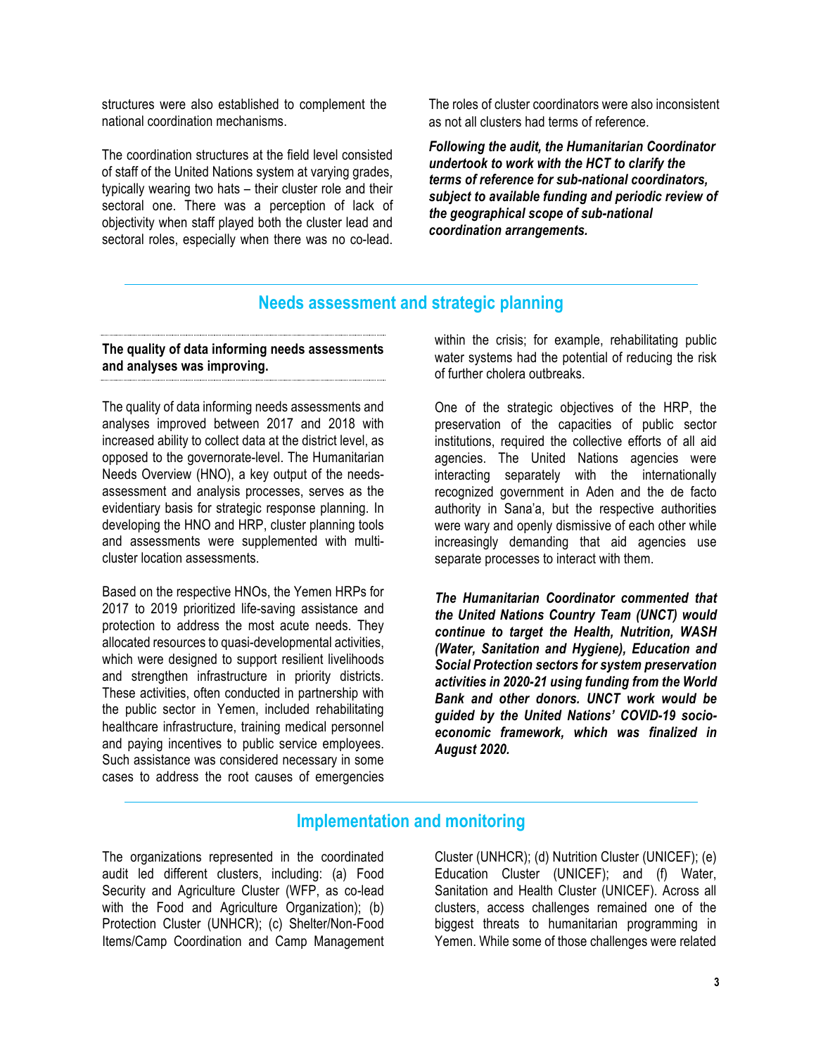structures were also established to complement the national coordination mechanisms.

The coordination structures at the field level consisted of staff of the United Nations system at varying grades, typically wearing two hats – their cluster role and their sectoral one. There was a perception of lack of objectivity when staff played both the cluster lead and sectoral roles, especially when there was no co-lead.

The roles of cluster coordinators were also inconsistent as not all clusters had terms of reference.

***Following the audit, the Humanitarian Coordinator undertook to work with the HCT to clarify the terms of reference for sub-national coordinators, subject to available funding and periodic review of the geographical scope of sub-national coordination arrangements.***

## Needs assessment and strategic planning

**The quality of data informing needs assessments and analyses was improving.**

The quality of data informing needs assessments and analyses improved between 2017 and 2018 with increased ability to collect data at the district level, as opposed to the governorate-level. The Humanitarian Needs Overview (HNO), a key output of the needs-assessment and analysis processes, serves as the evidentiary basis for strategic response planning. In developing the HNO and HRP, cluster planning tools and assessments were supplemented with multi-cluster location assessments.

Based on the respective HNOs, the Yemen HRPs for 2017 to 2019 prioritized life-saving assistance and protection to address the most acute needs. They allocated resources to quasi-developmental activities, which were designed to support resilient livelihoods and strengthen infrastructure in priority districts. These activities, often conducted in partnership with the public sector in Yemen, included rehabilitating healthcare infrastructure, training medical personnel and paying incentives to public service employees. Such assistance was considered necessary in some cases to address the root causes of emergencies within the crisis; for example, rehabilitating public water systems had the potential of reducing the risk of further cholera outbreaks.

One of the strategic objectives of the HRP, the preservation of the capacities of public sector institutions, required the collective efforts of all aid agencies. The United Nations agencies were interacting separately with the internationally recognized government in Aden and the de facto authority in Sana'a, but the respective authorities were wary and openly dismissive of each other while increasingly demanding that aid agencies use separate processes to interact with them.

***The Humanitarian Coordinator commented that the United Nations Country Team (UNCT) would continue to target the Health, Nutrition, WASH (Water, Sanitation and Hygiene), Education and Social Protection sectors for system preservation activities in 2020-21 using funding from the World Bank and other donors. UNCT work would be guided by the United Nations' COVID-19 socio-economic framework, which was finalized in August 2020.***

## Implementation and monitoring

The organizations represented in the coordinated audit led different clusters, including: (a) Food Security and Agriculture Cluster (WFP, as co-lead with the Food and Agriculture Organization); (b) Protection Cluster (UNHCR); (c) Shelter/Non-Food Items/Camp Coordination and Camp Management Cluster (UNHCR); (d) Nutrition Cluster (UNICEF); (e) Education Cluster (UNICEF); and (f) Water, Sanitation and Health Cluster (UNICEF). Across all clusters, access challenges remained one of the biggest threats to humanitarian programming in Yemen. While some of those challenges were related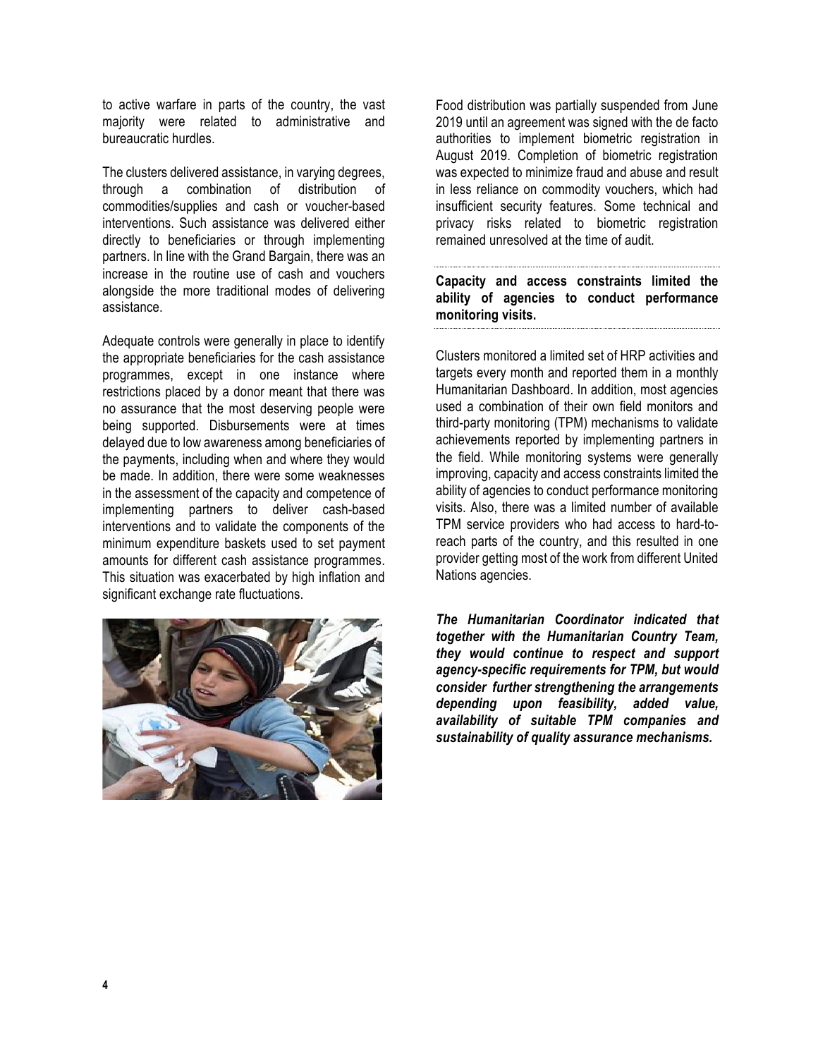to active warfare in parts of the country, the vast majority were related to administrative and bureaucratic hurdles.

The clusters delivered assistance, in varying degrees, through a combination of distribution of commodities/supplies and cash or voucher-based interventions. Such assistance was delivered either directly to beneficiaries or through implementing partners. In line with the Grand Bargain, there was an increase in the routine use of cash and vouchers alongside the more traditional modes of delivering assistance.

Adequate controls were generally in place to identify the appropriate beneficiaries for the cash assistance programmes, except in one instance where restrictions placed by a donor meant that there was no assurance that the most deserving people were being supported. Disbursements were at times delayed due to low awareness among beneficiaries of the payments, including when and where they would be made. In addition, there were some weaknesses in the assessment of the capacity and competence of implementing partners to deliver cash-based interventions and to validate the components of the minimum expenditure baskets used to set payment amounts for different cash assistance programmes. This situation was exacerbated by high inflation and significant exchange rate fluctuations.

Food distribution was partially suspended from June 2019 until an agreement was signed with the de facto authorities to implement biometric registration in August 2019. Completion of biometric registration was expected to minimize fraud and abuse and result in less reliance on commodity vouchers, which had insufficient security features. Some technical and privacy risks related to biometric registration remained unresolved at the time of audit.

**Capacity and access constraints limited the ability of agencies to conduct performance monitoring visits.**

Clusters monitored a limited set of HRP activities and targets every month and reported them in a monthly Humanitarian Dashboard. In addition, most agencies used a combination of their own field monitors and third-party monitoring (TPM) mechanisms to validate achievements reported by implementing partners in the field. While monitoring systems were generally improving, capacity and access constraints limited the ability of agencies to conduct performance monitoring visits. Also, there was a limited number of available TPM service providers who had access to hard-to-reach parts of the country, and this resulted in one provider getting most of the work from different United Nations agencies.

***The Humanitarian Coordinator indicated that together with the Humanitarian Country Team, they would continue to respect and support agency-specific requirements for TPM, but would consider further strengthening the arrangements depending upon feasibility, added value, availability of suitable TPM companies and sustainability of quality assurance mechanisms.***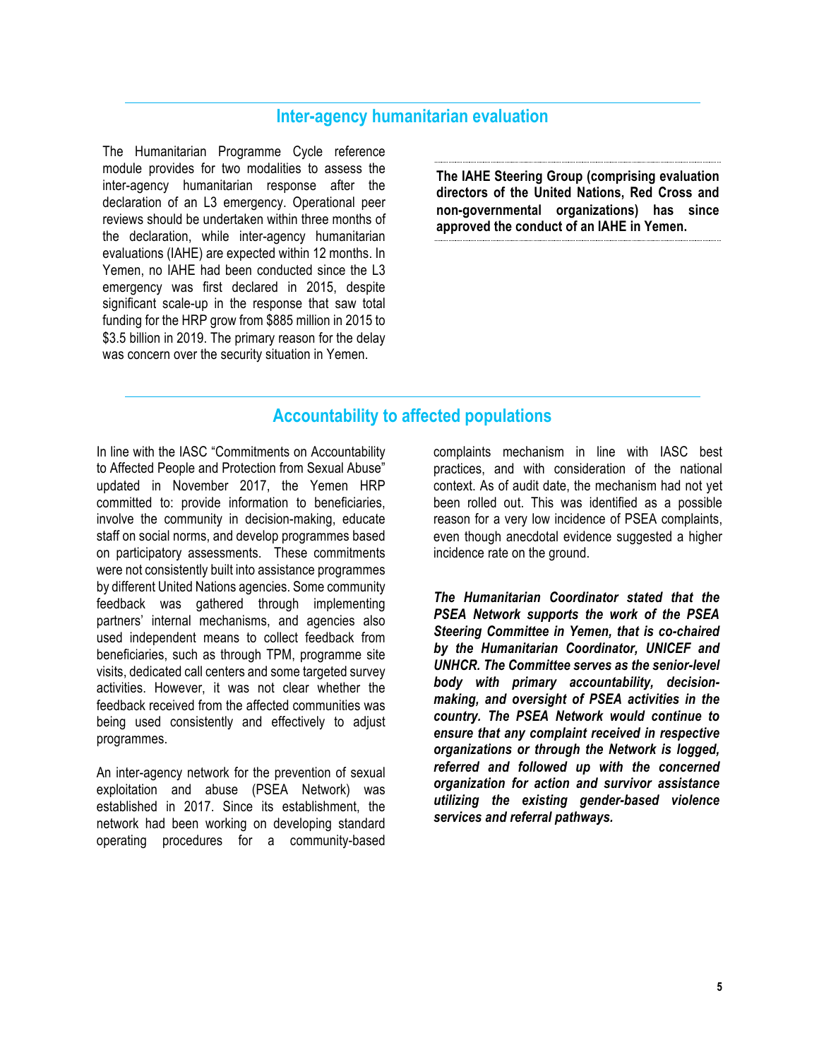## Inter-agency humanitarian evaluation

The Humanitarian Programme Cycle reference module provides for two modalities to assess the inter-agency humanitarian response after the declaration of an L3 emergency. Operational peer reviews should be undertaken within three months of the declaration, while inter-agency humanitarian evaluations (IAHE) are expected within 12 months. In Yemen, no IAHE had been conducted since the L3 emergency was first declared in 2015, despite significant scale-up in the response that saw total funding for the HRP grow from $885 million in 2015 to $3.5 billion in 2019. The primary reason for the delay was concern over the security situation in Yemen.

**The IAHE Steering Group (comprising evaluation directors of the United Nations, Red Cross and non-governmental organizations) has since approved the conduct of an IAHE in Yemen.**

## Accountability to affected populations

In line with the IASC "Commitments on Accountability to Affected People and Protection from Sexual Abuse" updated in November 2017, the Yemen HRP committed to: provide information to beneficiaries, involve the community in decision-making, educate staff on social norms, and develop programmes based on participatory assessments. These commitments were not consistently built into assistance programmes by different United Nations agencies. Some community feedback was gathered through implementing partners' internal mechanisms, and agencies also used independent means to collect feedback from beneficiaries, such as through TPM, programme site visits, dedicated call centers and some targeted survey activities. However, it was not clear whether the feedback received from the affected communities was being used consistently and effectively to adjust programmes.

An inter-agency network for the prevention of sexual exploitation and abuse (PSEA Network) was established in 2017. Since its establishment, the network had been working on developing standard operating procedures for a community-based complaints mechanism in line with IASC best practices, and with consideration of the national context. As of audit date, the mechanism had not yet been rolled out. This was identified as a possible reason for a very low incidence of PSEA complaints, even though anecdotal evidence suggested a higher incidence rate on the ground.

***The Humanitarian Coordinator stated that the PSEA Network supports the work of the PSEA Steering Committee in Yemen, that is co-chaired by the Humanitarian Coordinator, UNICEF and UNHCR. The Committee serves as the senior-level body with primary accountability, decision-making, and oversight of PSEA activities in the country. The PSEA Network would continue to ensure that any complaint received in respective organizations or through the Network is logged, referred and followed up with the concerned organization for action and survivor assistance utilizing the existing gender-based violence services and referral pathways.***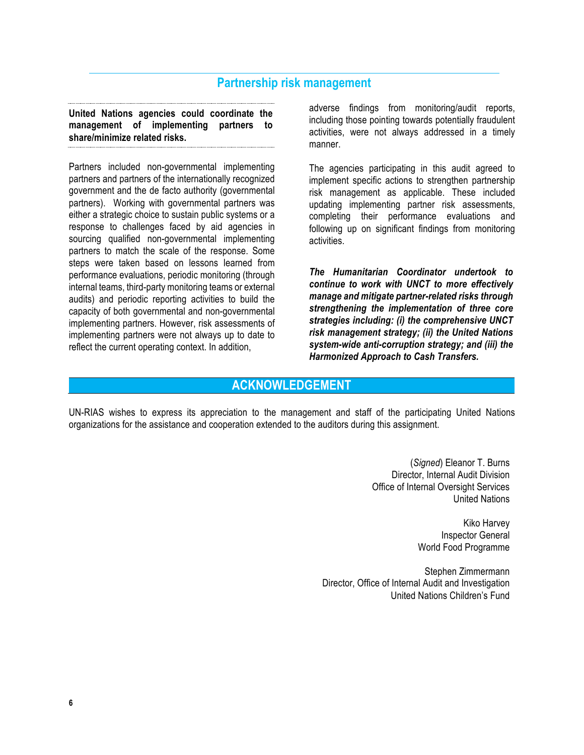## Partnership risk management

**United Nations agencies could coordinate the management of implementing partners to share/minimize related risks.**

Partners included non-governmental implementing partners and partners of the internationally recognized government and the de facto authority (governmental partners). Working with governmental partners was either a strategic choice to sustain public systems or a response to challenges faced by aid agencies in sourcing qualified non-governmental implementing partners to match the scale of the response. Some steps were taken based on lessons learned from performance evaluations, periodic monitoring (through internal teams, third-party monitoring teams or external audits) and periodic reporting activities to build the capacity of both governmental and non-governmental implementing partners. However, risk assessments of implementing partners were not always up to date to reflect the current operating context. In addition, adverse findings from monitoring/audit reports, including those pointing towards potentially fraudulent activities, were not always addressed in a timely manner.

The agencies participating in this audit agreed to implement specific actions to strengthen partnership risk management as applicable. These included updating implementing partner risk assessments, completing their performance evaluations and following up on significant findings from monitoring activities.

***The Humanitarian Coordinator undertook to continue to work with UNCT to more effectively manage and mitigate partner-related risks through strengthening the implementation of three core strategies including: (i) the comprehensive UNCT risk management strategy; (ii) the United Nations system-wide anti-corruption strategy; and (iii) the Harmonized Approach to Cash Transfers.***

# ACKNOWLEDGEMENT

UN-RIAS wishes to express its appreciation to the management and staff of the participating United Nations organizations for the assistance and cooperation extended to the auditors during this assignment.

(*Signed*) Eleanor T. Burns
Director, Internal Audit Division
Office of Internal Oversight Services
United Nations

Kiko Harvey
Inspector General
World Food Programme

Stephen Zimmermann
Director, Office of Internal Audit and Investigation
United Nations Children's Fund